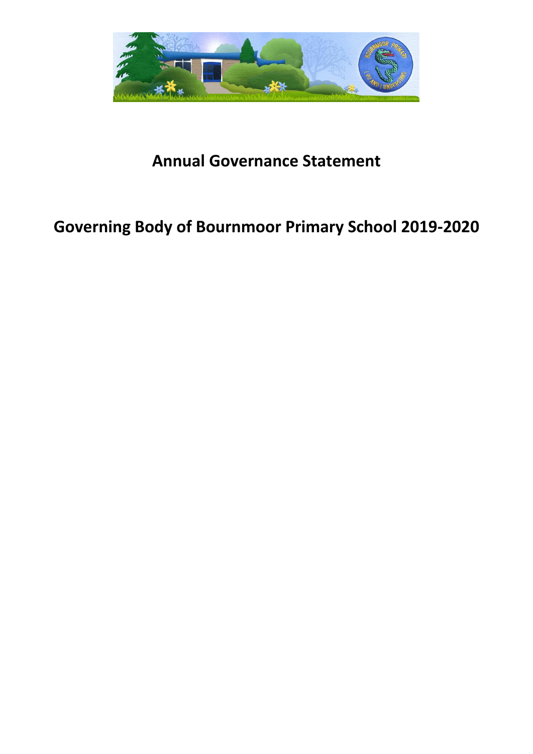# Annual Governance Statement

## Governing Body of Bournmoor Primary School 2019-2020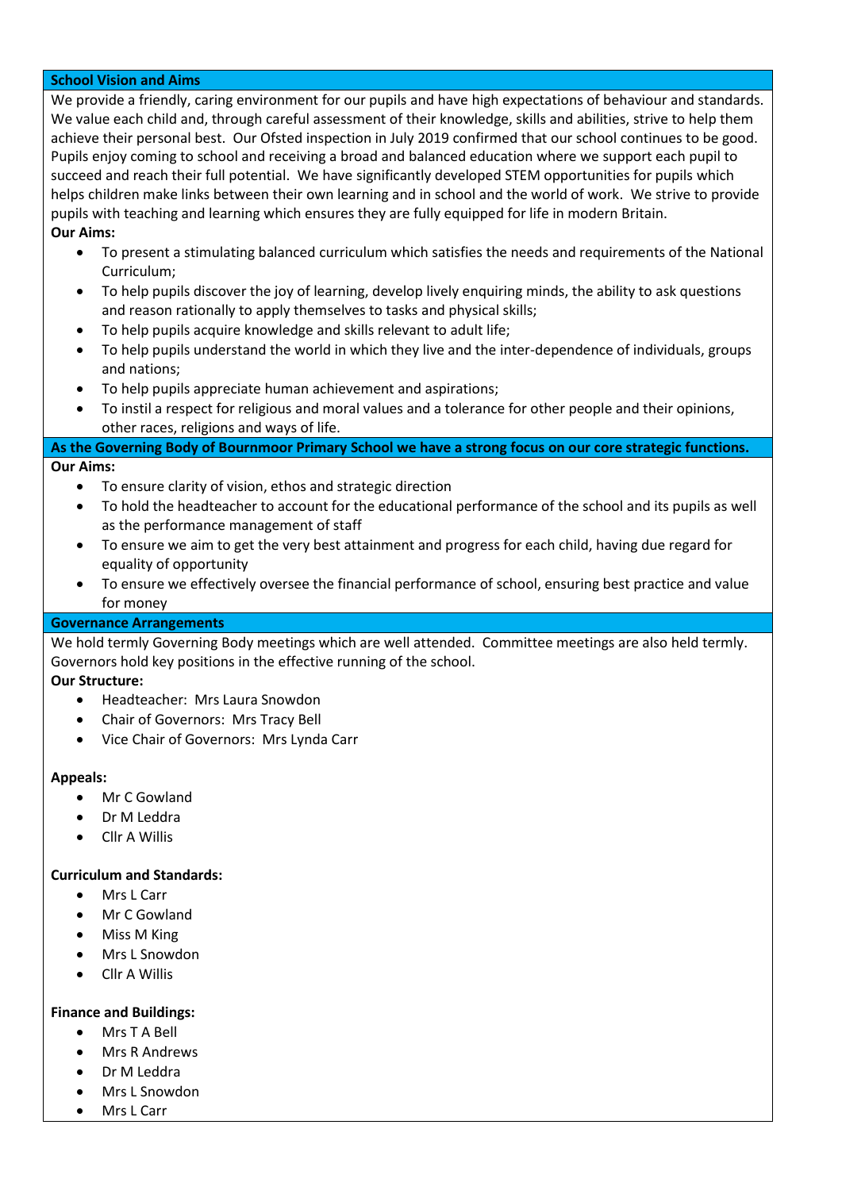## School Vision and Aims

We provide a friendly, caring environment for our pupils and have high expectations of behaviour and standards. We value each child and, through careful assessment of their knowledge, skills and abilities, strive to help them achieve their personal best. Our Ofsted inspection in July 2019 confirmed that our school continues to be good. Pupils enjoy coming to school and receiving a broad and balanced education where we support each pupil to succeed and reach their full potential. We have significantly developed STEM opportunities for pupils which helps children make links between their own learning and in school and the world of work. We strive to provide pupils with teaching and learning which ensures they are fully equipped for life in modern Britain.

**Our Aims:**

- To present a stimulating balanced curriculum which satisfies the needs and requirements of the National Curriculum;
- To help pupils discover the joy of learning, develop lively enquiring minds, the ability to ask questions and reason rationally to apply themselves to tasks and physical skills;
- To help pupils acquire knowledge and skills relevant to adult life;
- To help pupils understand the world in which they live and the inter-dependence of individuals, groups and nations;
- To help pupils appreciate human achievement and aspirations;
- To instil a respect for religious and moral values and a tolerance for other people and their opinions, other races, religions and ways of life.

## As the Governing Body of Bournmoor Primary School we have a strong focus on our core strategic functions.

**Our Aims:**

- To ensure clarity of vision, ethos and strategic direction
- To hold the headteacher to account for the educational performance of the school and its pupils as well as the performance management of staff
- To ensure we aim to get the very best attainment and progress for each child, having due regard for equality of opportunity
- To ensure we effectively oversee the financial performance of school, ensuring best practice and value for money

## Governance Arrangements

We hold termly Governing Body meetings which are well attended. Committee meetings are also held termly. Governors hold key positions in the effective running of the school.

**Our Structure:**

- Headteacher: Mrs Laura Snowdon
- Chair of Governors: Mrs Tracy Bell
- Vice Chair of Governors: Mrs Lynda Carr

**Appeals:**

- Mr C Gowland
- Dr M Leddra
- Cllr A Willis

**Curriculum and Standards:**

- Mrs L Carr
- Mr C Gowland
- Miss M King
- Mrs L Snowdon
- Cllr A Willis

**Finance and Buildings:**

- Mrs T A Bell
- Mrs R Andrews
- Dr M Leddra
- Mrs L Snowdon
- Mrs L Carr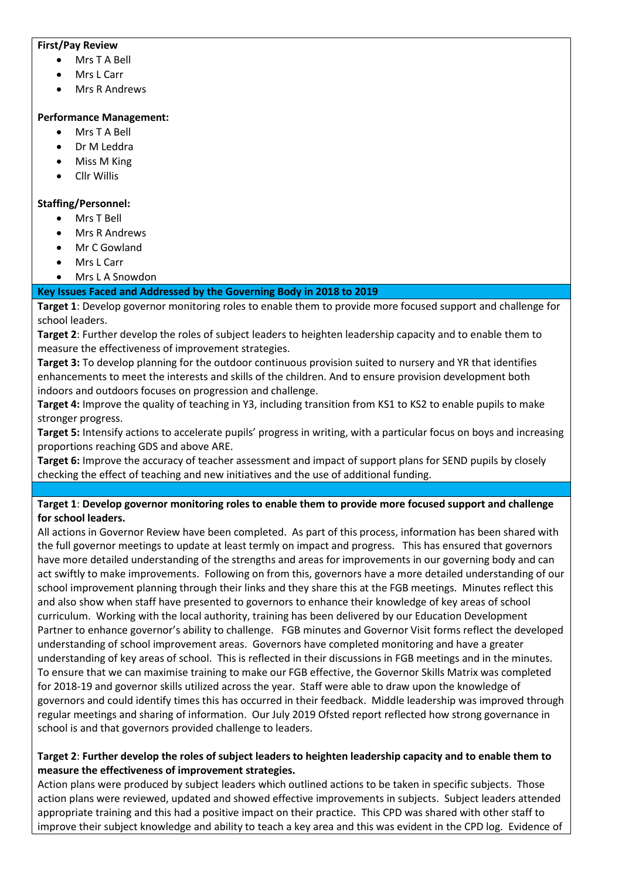**First/Pay Review**

- Mrs T A Bell
- Mrs L Carr
- Mrs R Andrews

**Performance Management:**

- Mrs T A Bell
- Dr M Leddra
- Miss M King
- Cllr Willis

**Staffing/Personnel:**

- Mrs T Bell
- Mrs R Andrews
- Mr C Gowland
- Mrs L Carr
- Mrs L A Snowdon

## Key Issues Faced and Addressed by the Governing Body in 2018 to 2019

**Target 1**: Develop governor monitoring roles to enable them to provide more focused support and challenge for school leaders.

**Target 2**: Further develop the roles of subject leaders to heighten leadership capacity and to enable them to measure the effectiveness of improvement strategies.

**Target 3:** To develop planning for the outdoor continuous provision suited to nursery and YR that identifies enhancements to meet the interests and skills of the children. And to ensure provision development both indoors and outdoors focuses on progression and challenge.

**Target 4:** Improve the quality of teaching in Y3, including transition from KS1 to KS2 to enable pupils to make stronger progress.

**Target 5:** Intensify actions to accelerate pupils' progress in writing, with a particular focus on boys and increasing proportions reaching GDS and above ARE.

**Target 6:** Improve the accuracy of teacher assessment and impact of support plans for SEND pupils by closely checking the effect of teaching and new initiatives and the use of additional funding.

**Target 1**: **Develop governor monitoring roles to enable them to provide more focused support and challenge for school leaders.**

All actions in Governor Review have been completed. As part of this process, information has been shared with the full governor meetings to update at least termly on impact and progress. This has ensured that governors have more detailed understanding of the strengths and areas for improvements in our governing body and can act swiftly to make improvements. Following on from this, governors have a more detailed understanding of our school improvement planning through their links and they share this at the FGB meetings. Minutes reflect this and also show when staff have presented to governors to enhance their knowledge of key areas of school curriculum. Working with the local authority, training has been delivered by our Education Development Partner to enhance governor's ability to challenge. FGB minutes and Governor Visit forms reflect the developed understanding of school improvement areas. Governors have completed monitoring and have a greater understanding of key areas of school. This is reflected in their discussions in FGB meetings and in the minutes. To ensure that we can maximise training to make our FGB effective, the Governor Skills Matrix was completed for 2018-19 and governor skills utilized across the year. Staff were able to draw upon the knowledge of governors and could identify times this has occurred in their feedback. Middle leadership was improved through regular meetings and sharing of information. Our July 2019 Ofsted report reflected how strong governance in school is and that governors provided challenge to leaders.

**Target 2**: **Further develop the roles of subject leaders to heighten leadership capacity and to enable them to measure the effectiveness of improvement strategies.**

Action plans were produced by subject leaders which outlined actions to be taken in specific subjects. Those action plans were reviewed, updated and showed effective improvements in subjects. Subject leaders attended appropriate training and this had a positive impact on their practice. This CPD was shared with other staff to improve their subject knowledge and ability to teach a key area and this was evident in the CPD log. Evidence of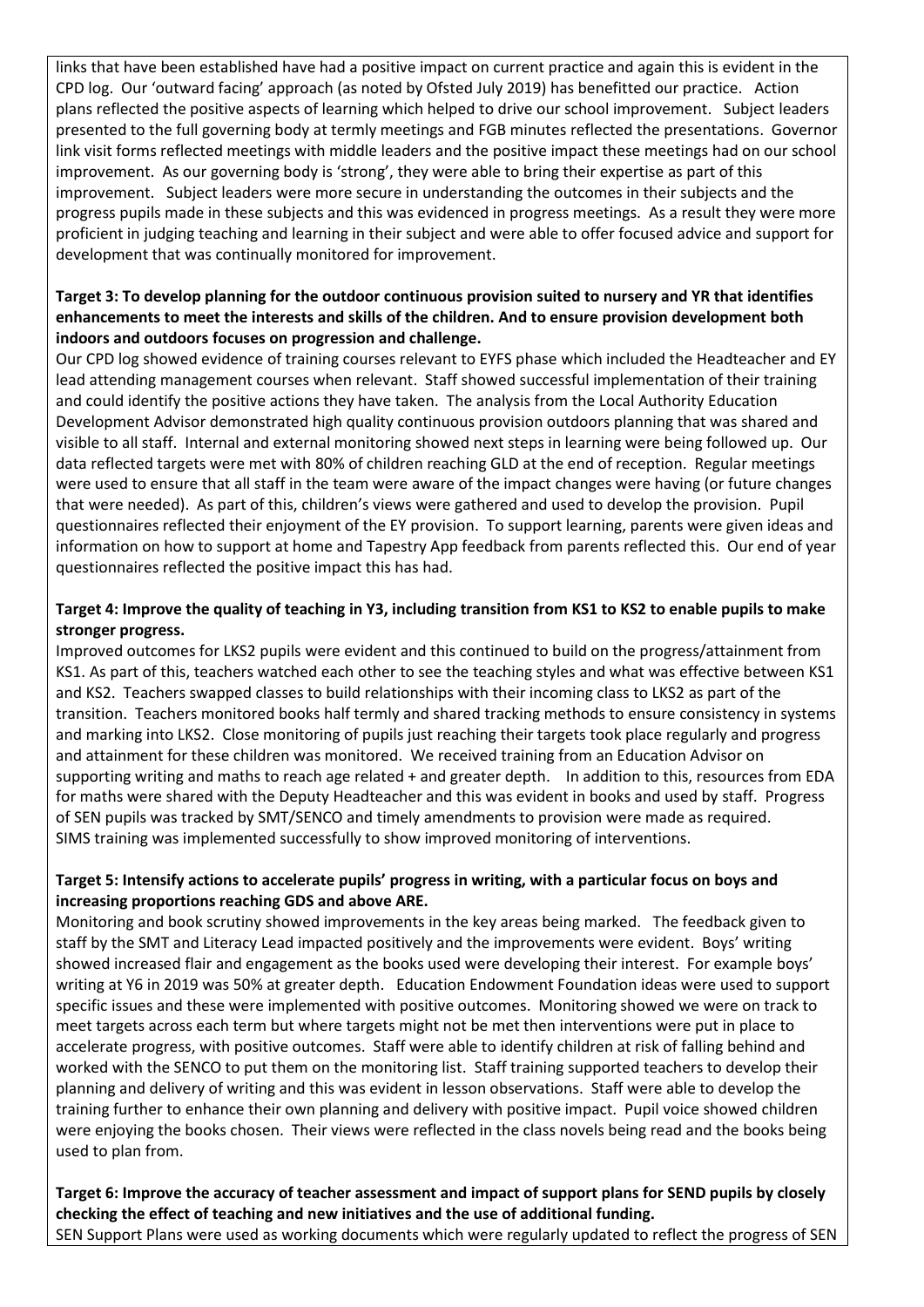links that have been established have had a positive impact on current practice and again this is evident in the CPD log. Our 'outward facing' approach (as noted by Ofsted July 2019) has benefitted our practice. Action plans reflected the positive aspects of learning which helped to drive our school improvement. Subject leaders presented to the full governing body at termly meetings and FGB minutes reflected the presentations. Governor link visit forms reflected meetings with middle leaders and the positive impact these meetings had on our school improvement. As our governing body is 'strong', they were able to bring their expertise as part of this improvement. Subject leaders were more secure in understanding the outcomes in their subjects and the progress pupils made in these subjects and this was evidenced in progress meetings. As a result they were more proficient in judging teaching and learning in their subject and were able to offer focused advice and support for development that was continually monitored for improvement.

**Target 3: To develop planning for the outdoor continuous provision suited to nursery and YR that identifies enhancements to meet the interests and skills of the children. And to ensure provision development both indoors and outdoors focuses on progression and challenge.**

Our CPD log showed evidence of training courses relevant to EYFS phase which included the Headteacher and EY lead attending management courses when relevant. Staff showed successful implementation of their training and could identify the positive actions they have taken. The analysis from the Local Authority Education Development Advisor demonstrated high quality continuous provision outdoors planning that was shared and visible to all staff. Internal and external monitoring showed next steps in learning were being followed up. Our data reflected targets were met with 80% of children reaching GLD at the end of reception. Regular meetings were used to ensure that all staff in the team were aware of the impact changes were having (or future changes that were needed). As part of this, children's views were gathered and used to develop the provision. Pupil questionnaires reflected their enjoyment of the EY provision. To support learning, parents were given ideas and information on how to support at home and Tapestry App feedback from parents reflected this. Our end of year questionnaires reflected the positive impact this has had.

**Target 4: Improve the quality of teaching in Y3, including transition from KS1 to KS2 to enable pupils to make stronger progress.**

Improved outcomes for LKS2 pupils were evident and this continued to build on the progress/attainment from KS1. As part of this, teachers watched each other to see the teaching styles and what was effective between KS1 and KS2. Teachers swapped classes to build relationships with their incoming class to LKS2 as part of the transition. Teachers monitored books half termly and shared tracking methods to ensure consistency in systems and marking into LKS2. Close monitoring of pupils just reaching their targets took place regularly and progress and attainment for these children was monitored. We received training from an Education Advisor on supporting writing and maths to reach age related + and greater depth. In addition to this, resources from EDA for maths were shared with the Deputy Headteacher and this was evident in books and used by staff. Progress of SEN pupils was tracked by SMT/SENCO and timely amendments to provision were made as required. SIMS training was implemented successfully to show improved monitoring of interventions.

**Target 5: Intensify actions to accelerate pupils' progress in writing, with a particular focus on boys and increasing proportions reaching GDS and above ARE.**

Monitoring and book scrutiny showed improvements in the key areas being marked. The feedback given to staff by the SMT and Literacy Lead impacted positively and the improvements were evident. Boys' writing showed increased flair and engagement as the books used were developing their interest. For example boys' writing at Y6 in 2019 was 50% at greater depth. Education Endowment Foundation ideas were used to support specific issues and these were implemented with positive outcomes. Monitoring showed we were on track to meet targets across each term but where targets might not be met then interventions were put in place to accelerate progress, with positive outcomes. Staff were able to identify children at risk of falling behind and worked with the SENCO to put them on the monitoring list. Staff training supported teachers to develop their planning and delivery of writing and this was evident in lesson observations. Staff were able to develop the training further to enhance their own planning and delivery with positive impact. Pupil voice showed children were enjoying the books chosen. Their views were reflected in the class novels being read and the books being used to plan from.

**Target 6: Improve the accuracy of teacher assessment and impact of support plans for SEND pupils by closely checking the effect of teaching and new initiatives and the use of additional funding.**

SEN Support Plans were used as working documents which were regularly updated to reflect the progress of SEN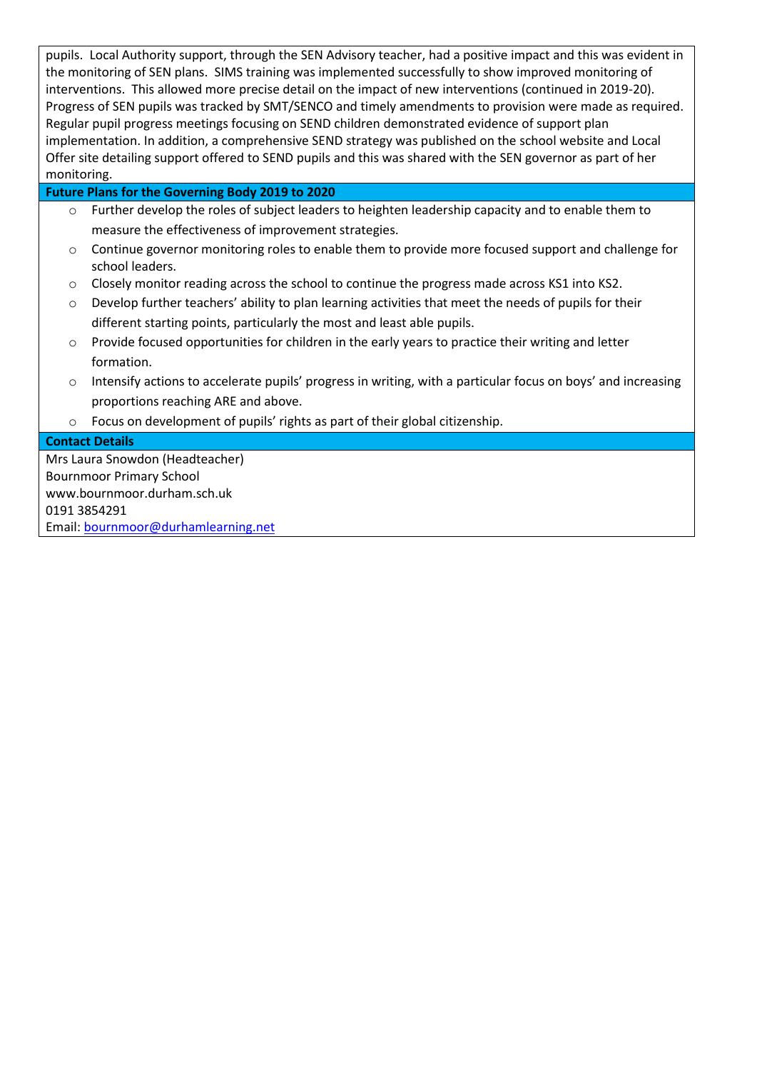pupils. Local Authority support, through the SEN Advisory teacher, had a positive impact and this was evident in the monitoring of SEN plans. SIMS training was implemented successfully to show improved monitoring of interventions. This allowed more precise detail on the impact of new interventions (continued in 2019-20). Progress of SEN pupils was tracked by SMT/SENCO and timely amendments to provision were made as required. Regular pupil progress meetings focusing on SEND children demonstrated evidence of support plan implementation. In addition, a comprehensive SEND strategy was published on the school website and Local Offer site detailing support offered to SEND pupils and this was shared with the SEN governor as part of her monitoring.

**Future Plans for the Governing Body 2019 to 2020**

- Further develop the roles of subject leaders to heighten leadership capacity and to enable them to measure the effectiveness of improvement strategies.
- Continue governor monitoring roles to enable them to provide more focused support and challenge for school leaders.
- Closely monitor reading across the school to continue the progress made across KS1 into KS2.
- Develop further teachers' ability to plan learning activities that meet the needs of pupils for their different starting points, particularly the most and least able pupils.
- Provide focused opportunities for children in the early years to practice their writing and letter formation.
- Intensify actions to accelerate pupils' progress in writing, with a particular focus on boys' and increasing proportions reaching ARE and above.
- Focus on development of pupils' rights as part of their global citizenship.

**Contact Details**

Mrs Laura Snowdon (Headteacher)
Bournmoor Primary School
www.bournmoor.durham.sch.uk
0191 3854291
Email: bournmoor@durhamlearning.net